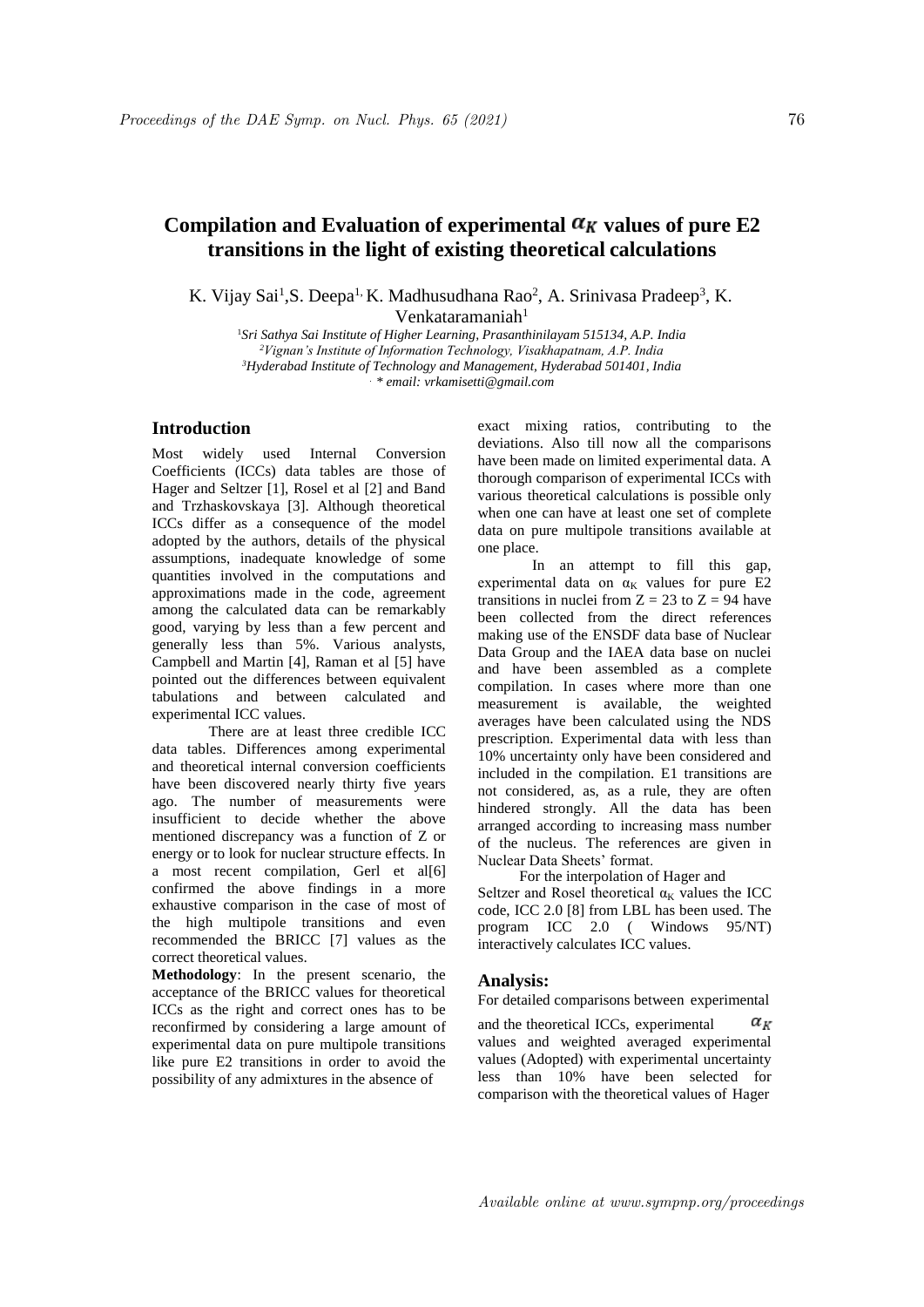# Compilation and Evaluation of experimental $\alpha_K$ values of pure E2 transitions in the light of existing theoretical calculations

K. Vijay Sai[1], S. Deepa[1], K. Madhusudhana Rao[2], A. Srinivasa Pradeep[3], K. Venkataramaniah[1]

[1]*Sri Sathya Sai Institute of Higher Learning, Prasanthinilayam 515134, A.P. India*
[2]*Vignan's Institute of Information Technology, Visakhapatnam, A.P. India*
[3]*Hyderabad Institute of Technology and Management, Hyderabad 501401, India*
*\* email: vrkamisetti@gmail.com*

## Introduction

Most widely used Internal Conversion Coefficients (ICCs) data tables are those of Hager and Seltzer [1], Rosel et al [2] and Band and Trzhaskovskaya [3]. Although theoretical ICCs differ as a consequence of the model adopted by the authors, details of the physical assumptions, inadequate knowledge of some quantities involved in the computations and approximations made in the code, agreement among the calculated data can be remarkably good, varying by less than a few percent and generally less than 5%. Various analysts, Campbell and Martin [4], Raman et al [5] have pointed out the differences between equivalent tabulations and between calculated and experimental ICC values.

There are at least three credible ICC data tables. Differences among experimental and theoretical internal conversion coefficients have been discovered nearly thirty five years ago. The number of measurements were insufficient to decide whether the above mentioned discrepancy was a function of Z or energy or to look for nuclear structure effects. In a most recent compilation, Gerl et al[6] confirmed the above findings in a more exhaustive comparison in the case of most of the high multipole transitions and even recommended the BRICC [7] values as the correct theoretical values.

**Methodology**: In the present scenario, the acceptance of the BRICC values for theoretical ICCs as the right and correct ones has to be reconfirmed by considering a large amount of experimental data on pure multipole transitions like pure E2 transitions in order to avoid the possibility of any admixtures in the absence of exact mixing ratios, contributing to the deviations. Also till now all the comparisons have been made on limited experimental data. A thorough comparison of experimental ICCs with various theoretical calculations is possible only when one can have at least one set of complete data on pure multipole transitions available at one place.

In an attempt to fill this gap, experimental data on $\alpha_K$ values for pure E2 transitions in nuclei from Z = 23 to Z = 94 have been collected from the direct references making use of the ENSDF data base of Nuclear Data Group and the IAEA data base on nuclei and have been assembled as a complete compilation. In cases where more than one measurement is available, the weighted averages have been calculated using the NDS prescription. Experimental data with less than 10% uncertainty only have been considered and included in the compilation. E1 transitions are not considered, as, as a rule, they are often hindered strongly. All the data has been arranged according to increasing mass number of the nucleus. The references are given in Nuclear Data Sheets' format.

For the interpolation of Hager and Seltzer and Rosel theoretical $\alpha_K$ values the ICC code, ICC 2.0 [8] from LBL has been used. The program ICC 2.0 ( Windows 95/NT) interactively calculates ICC values.

## Analysis:

For detailed comparisons between experimental and the theoretical ICCs, experimental $\alpha_K$ values and weighted averaged experimental values (Adopted) with experimental uncertainty less than 10% have been selected for comparison with the theoretical values of Hager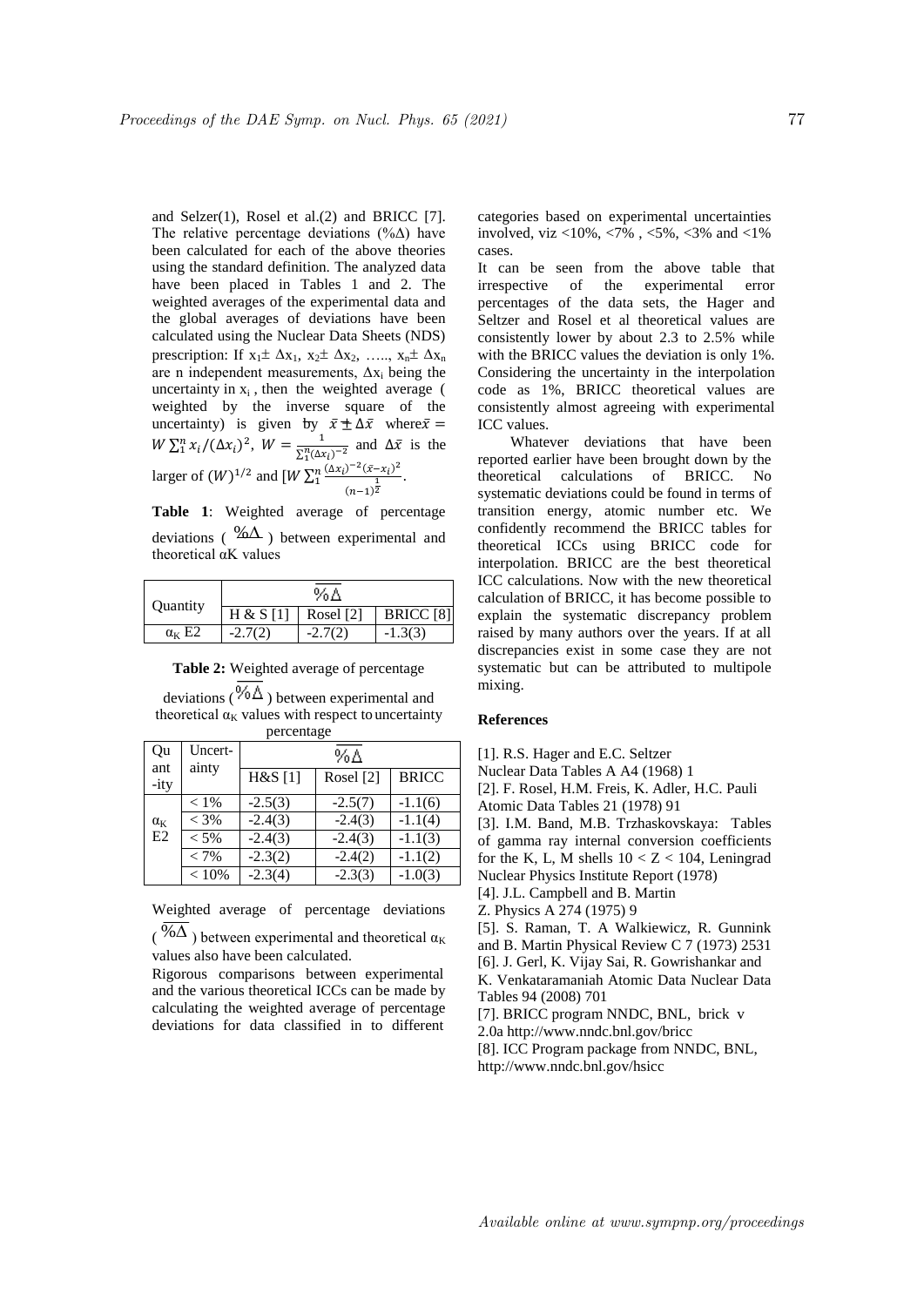and Selzer(1), Rosel et al.(2) and BRICC [7]. The relative percentage deviations (%Δ) have been calculated for each of the above theories using the standard definition. The analyzed data have been placed in Tables 1 and 2. The weighted averages of the experimental data and the global averages of deviations have been calculated using the Nuclear Data Sheets (NDS) prescription: If $x_1 \pm \Delta x_1$, $x_2 \pm \Delta x_2$, ….., $x_n \pm \Delta x_n$ are n independent measurements, $\Delta x_i$ being the uncertainty in $x_i$, then the weighted average ( weighted by the inverse square of the uncertainty) is given by $\bar{x} \pm \Delta\bar{x}$ where $\bar{x} = W\sum_1^n x_i/(\Delta x_i)^2$, $W = \frac{1}{\sum_1^n (\Delta x_i)^{-2}}$ and $\Delta\bar{x}$ is the larger of $(W)^{1/2}$ and $[W\sum_1^n \frac{(\Delta x_i)^{-2}(\bar{x}-x_i)^2}{(n-1)^{\frac{1}{2}}}$.

**Table 1**: Weighted average of percentage deviations ( $\overline{\%\Delta}$ ) between experimental and theoretical αK values

| Quantity | $\overline{\%\Delta}$ | | |
|---|---|---|---|
| | H & S [1] | Rosel [2] | BRICC [8] |
| $\alpha_K$ E2 | -2.7(2) | -2.7(2) | -1.3(3) |

**Table 2:** Weighted average of percentage deviations ( $\overline{\%\Delta}$ ) between experimental and theoretical $\alpha_K$ values with respect to uncertainty percentage

| Quantity | Uncertainty | $\overline{\%\Delta}$ | | |
|---|---|---|---|---|
| | | H&S [1] | Rosel [2] | BRICC |
| $\alpha_K$ E2 | < 1% | -2.5(3) | -2.5(7) | -1.1(6) |
| | < 3% | -2.4(3) | -2.4(3) | -1.1(4) |
| | < 5% | -2.4(3) | -2.4(3) | -1.1(3) |
| | < 7% | -2.3(2) | -2.4(2) | -1.1(2) |
| | < 10% | -2.3(4) | -2.3(3) | -1.0(3) |

Weighted average of percentage deviations ( $\overline{\%\Delta}$ ) between experimental and theoretical $\alpha_K$ values also have been calculated.

Rigorous comparisons between experimental and the various theoretical ICCs can be made by calculating the weighted average of percentage deviations for data classified in to different categories based on experimental uncertainties involved, viz <10%, <7% , <5%, <3% and <1% cases.

It can be seen from the above table that irrespective of the experimental error percentages of the data sets, the Hager and Seltzer and Rosel et al theoretical values are consistently lower by about 2.3 to 2.5% while with the BRICC values the deviation is only 1%. Considering the uncertainty in the interpolation code as 1%, BRICC theoretical values are consistently almost agreeing with experimental ICC values.

Whatever deviations that have been reported earlier have been brought down by the theoretical calculations of BRICC. No systematic deviations could be found in terms of transition energy, atomic number etc. We confidently recommend the BRICC tables for theoretical ICCs using BRICC code for interpolation. BRICC are the best theoretical ICC calculations. Now with the new theoretical calculation of BRICC, it has become possible to explain the systematic discrepancy problem raised by many authors over the years. If at all discrepancies exist in some case they are not systematic but can be attributed to multipole mixing.

## References

[1]. R.S. Hager and E.C. Seltzer Nuclear Data Tables A A4 (1968) 1

[2]. F. Rosel, H.M. Freis, K. Adler, H.C. Pauli Atomic Data Tables 21 (1978) 91

[3]. I.M. Band, M.B. Trzhaskovskaya: Tables of gamma ray internal conversion coefficients for the K, L, M shells 10 < Z < 104, Leningrad Nuclear Physics Institute Report (1978)

[4]. J.L. Campbell and B. Martin Z. Physics A 274 (1975) 9

[5]. S. Raman, T. A Walkiewicz, R. Gunnink and B. Martin Physical Review C 7 (1973) 2531

[6]. J. Gerl, K. Vijay Sai, R. Gowrishankar and K. Venkataramaniah Atomic Data Nuclear Data Tables 94 (2008) 701

[7]. BRICC program NNDC, BNL, brick v 2.0a http://www.nndc.bnl.gov/bricc

[8]. ICC Program package from NNDC, BNL, http://www.nndc.bnl.gov/hsicc